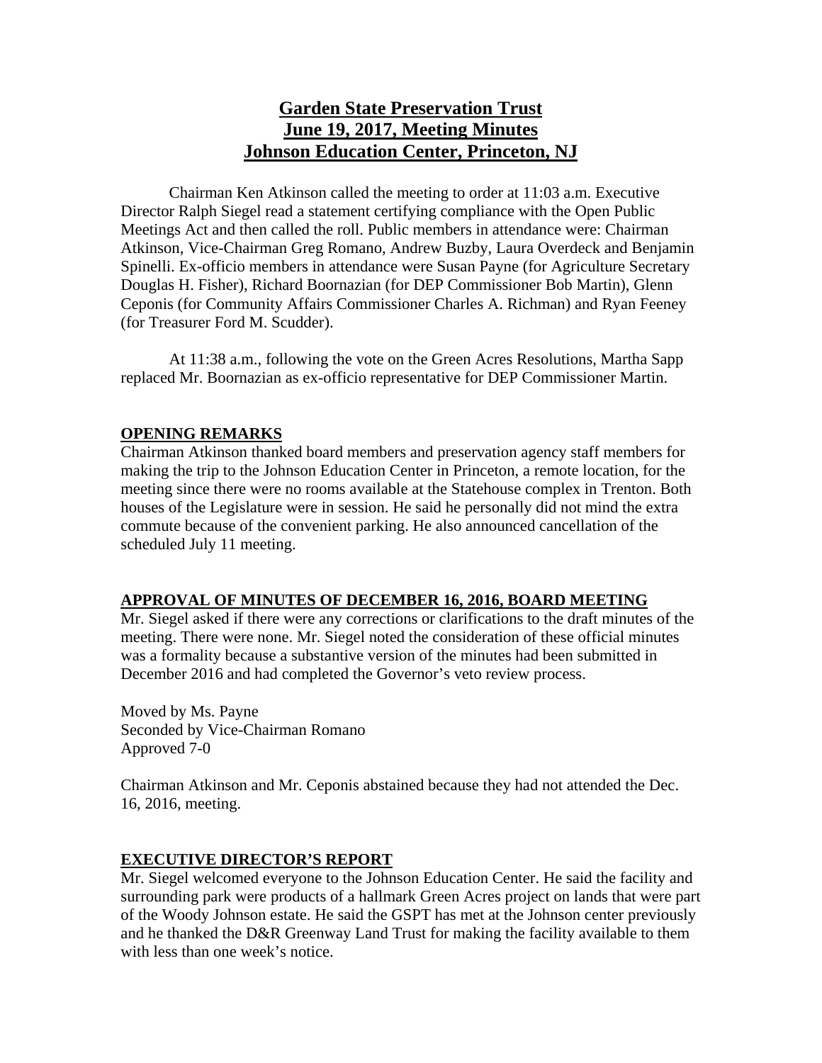# Garden State Preservation Trust
# June 19, 2017, Meeting Minutes
# Johnson Education Center, Princeton, NJ

Chairman Ken Atkinson called the meeting to order at 11:03 a.m. Executive Director Ralph Siegel read a statement certifying compliance with the Open Public Meetings Act and then called the roll. Public members in attendance were: Chairman Atkinson, Vice-Chairman Greg Romano, Andrew Buzby, Laura Overdeck and Benjamin Spinelli. Ex-officio members in attendance were Susan Payne (for Agriculture Secretary Douglas H. Fisher), Richard Boornazian (for DEP Commissioner Bob Martin), Glenn Ceponis (for Community Affairs Commissioner Charles A. Richman) and Ryan Feeney (for Treasurer Ford M. Scudder).

At 11:38 a.m., following the vote on the Green Acres Resolutions, Martha Sapp replaced Mr. Boornazian as ex-officio representative for DEP Commissioner Martin.

## OPENING REMARKS

Chairman Atkinson thanked board members and preservation agency staff members for making the trip to the Johnson Education Center in Princeton, a remote location, for the meeting since there were no rooms available at the Statehouse complex in Trenton. Both houses of the Legislature were in session. He said he personally did not mind the extra commute because of the convenient parking. He also announced cancellation of the scheduled July 11 meeting.

## APPROVAL OF MINUTES OF DECEMBER 16, 2016, BOARD MEETING

Mr. Siegel asked if there were any corrections or clarifications to the draft minutes of the meeting. There were none. Mr. Siegel noted the consideration of these official minutes was a formality because a substantive version of the minutes had been submitted in December 2016 and had completed the Governor's veto review process.

Moved by Ms. Payne
Seconded by Vice-Chairman Romano
Approved 7-0

Chairman Atkinson and Mr. Ceponis abstained because they had not attended the Dec. 16, 2016, meeting.

## EXECUTIVE DIRECTOR'S REPORT

Mr. Siegel welcomed everyone to the Johnson Education Center. He said the facility and surrounding park were products of a hallmark Green Acres project on lands that were part of the Woody Johnson estate. He said the GSPT has met at the Johnson center previously and he thanked the D&R Greenway Land Trust for making the facility available to them with less than one week's notice.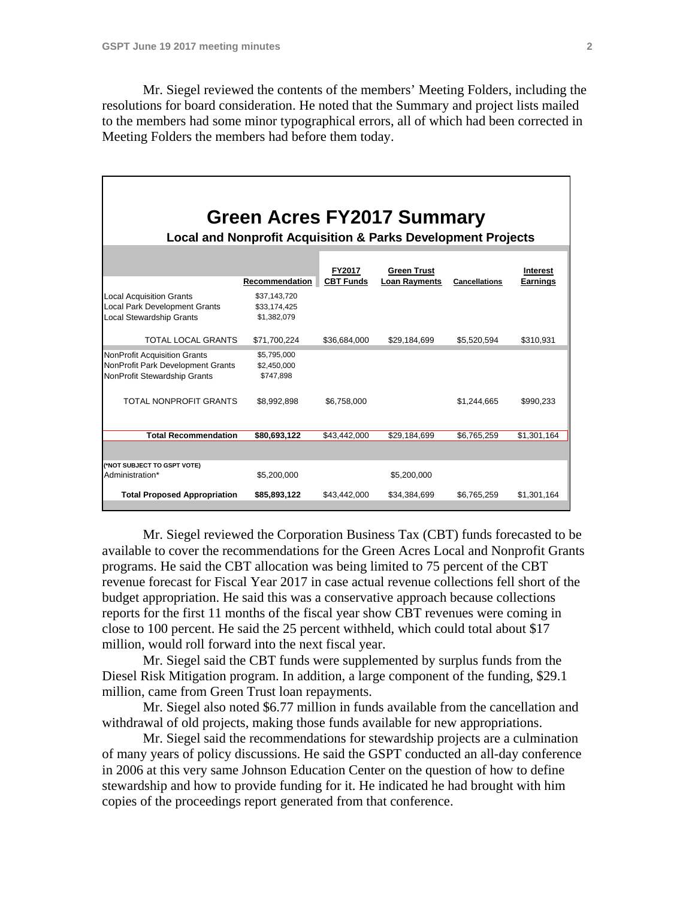Mr. Siegel reviewed the contents of the members' Meeting Folders, including the resolutions for board consideration. He noted that the Summary and project lists mailed to the members had some minor typographical errors, all of which had been corrected in Meeting Folders the members had before them today.

## Green Acres FY2017 Summary

### Local and Nonprofit Acquisition & Parks Development Projects

| | Recommendation | FY2017 CBT Funds | Green Trust Loan Rayments | Cancellations | Interest Earnings |
|---|---|---|---|---|---|
| Local Acquisition Grants | $37,143,720 | | | | |
| Local Park Development Grants | $33,174,425 | | | | |
| Local Stewardship Grants | $1,382,079 | | | | |
| TOTAL LOCAL GRANTS | $71,700,224 | $36,684,000 | $29,184,699 | $5,520,594 | $310,931 |
| NonProfit Acquisition Grants | $5,795,000 | | | | |
| NonProfit Park Development Grants | $2,450,000 | | | | |
| NonProfit Stewardship Grants | $747,898 | | | | |
| TOTAL NONPROFIT GRANTS | $8,992,898 | $6,758,000 | | $1,244,665 | $990,233 |
| **Total Recommendation** | **$80,693,122** | $43,442,000 | $29,184,699 | $6,765,259 | $1,301,164 |
| (*NOT SUBJECT TO GSPT VOTE) | | | | | |
| Administration* | $5,200,000 | | $5,200,000 | | |
| **Total Proposed Appropriation** | **$85,893,122** | $43,442,000 | $34,384,699 | $6,765,259 | $1,301,164 |

Mr. Siegel reviewed the Corporation Business Tax (CBT) funds forecasted to be available to cover the recommendations for the Green Acres Local and Nonprofit Grants programs. He said the CBT allocation was being limited to 75 percent of the CBT revenue forecast for Fiscal Year 2017 in case actual revenue collections fell short of the budget appropriation. He said this was a conservative approach because collections reports for the first 11 months of the fiscal year show CBT revenues were coming in close to 100 percent. He said the 25 percent withheld, which could total about $17 million, would roll forward into the next fiscal year.

Mr. Siegel said the CBT funds were supplemented by surplus funds from the Diesel Risk Mitigation program. In addition, a large component of the funding, $29.1 million, came from Green Trust loan repayments.

Mr. Siegel also noted $6.77 million in funds available from the cancellation and withdrawal of old projects, making those funds available for new appropriations.

Mr. Siegel said the recommendations for stewardship projects are a culmination of many years of policy discussions. He said the GSPT conducted an all-day conference in 2006 at this very same Johnson Education Center on the question of how to define stewardship and how to provide funding for it. He indicated he had brought with him copies of the proceedings report generated from that conference.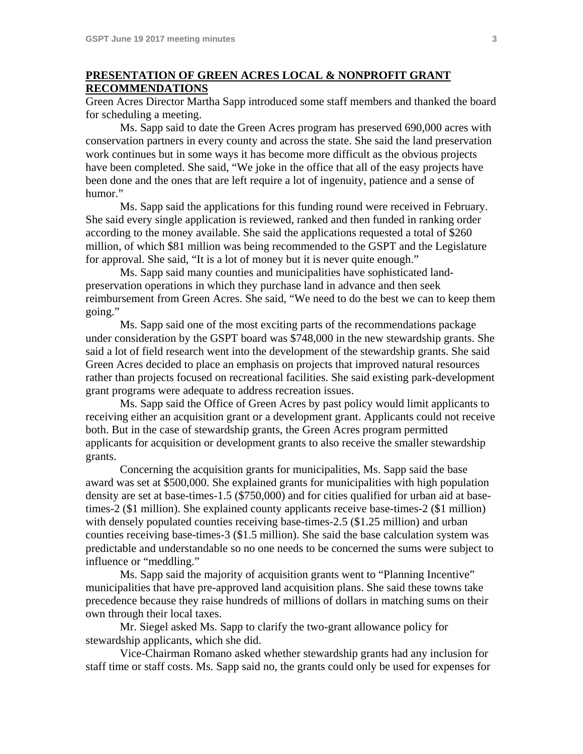## PRESENTATION OF GREEN ACRES LOCAL & NONPROFIT GRANT RECOMMENDATIONS

Green Acres Director Martha Sapp introduced some staff members and thanked the board for scheduling a meeting.

Ms. Sapp said to date the Green Acres program has preserved 690,000 acres with conservation partners in every county and across the state. She said the land preservation work continues but in some ways it has become more difficult as the obvious projects have been completed. She said, "We joke in the office that all of the easy projects have been done and the ones that are left require a lot of ingenuity, patience and a sense of humor."

Ms. Sapp said the applications for this funding round were received in February. She said every single application is reviewed, ranked and then funded in ranking order according to the money available. She said the applications requested a total of $260 million, of which $81 million was being recommended to the GSPT and the Legislature for approval. She said, "It is a lot of money but it is never quite enough."

Ms. Sapp said many counties and municipalities have sophisticated land-preservation operations in which they purchase land in advance and then seek reimbursement from Green Acres. She said, "We need to do the best we can to keep them going."

Ms. Sapp said one of the most exciting parts of the recommendations package under consideration by the GSPT board was $748,000 in the new stewardship grants. She said a lot of field research went into the development of the stewardship grants. She said Green Acres decided to place an emphasis on projects that improved natural resources rather than projects focused on recreational facilities. She said existing park-development grant programs were adequate to address recreation issues.

Ms. Sapp said the Office of Green Acres by past policy would limit applicants to receiving either an acquisition grant or a development grant. Applicants could not receive both. But in the case of stewardship grants, the Green Acres program permitted applicants for acquisition or development grants to also receive the smaller stewardship grants.

Concerning the acquisition grants for municipalities, Ms. Sapp said the base award was set at $500,000. She explained grants for municipalities with high population density are set at base-times-1.5 ($750,000) and for cities qualified for urban aid at base-times-2 ($1 million). She explained county applicants receive base-times-2 ($1 million) with densely populated counties receiving base-times-2.5 ($1.25 million) and urban counties receiving base-times-3 ($1.5 million). She said the base calculation system was predictable and understandable so no one needs to be concerned the sums were subject to influence or "meddling."

Ms. Sapp said the majority of acquisition grants went to "Planning Incentive" municipalities that have pre-approved land acquisition plans. She said these towns take precedence because they raise hundreds of millions of dollars in matching sums on their own through their local taxes.

Mr. Siegel asked Ms. Sapp to clarify the two-grant allowance policy for stewardship applicants, which she did.

Vice-Chairman Romano asked whether stewardship grants had any inclusion for staff time or staff costs. Ms. Sapp said no, the grants could only be used for expenses for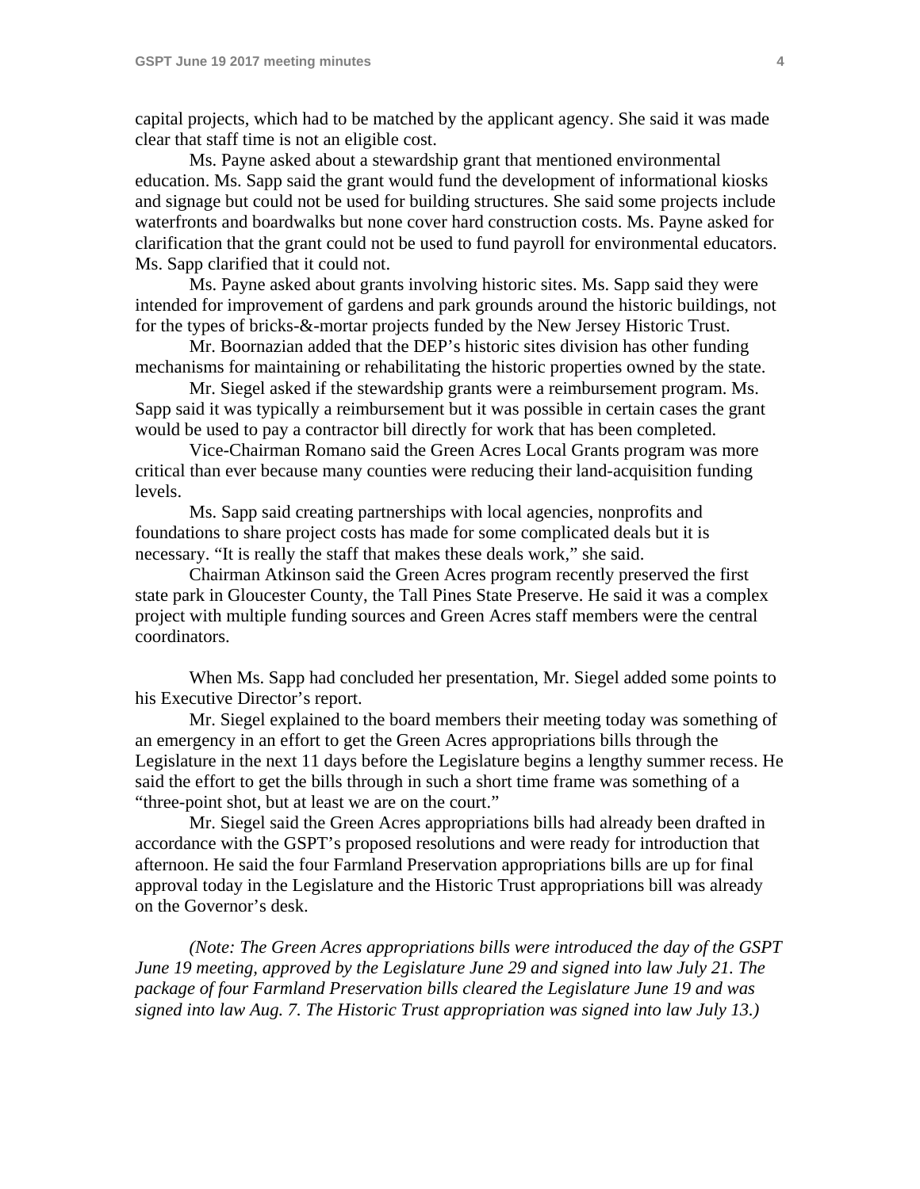capital projects, which had to be matched by the applicant agency. She said it was made clear that staff time is not an eligible cost.

Ms. Payne asked about a stewardship grant that mentioned environmental education. Ms. Sapp said the grant would fund the development of informational kiosks and signage but could not be used for building structures. She said some projects include waterfronts and boardwalks but none cover hard construction costs. Ms. Payne asked for clarification that the grant could not be used to fund payroll for environmental educators. Ms. Sapp clarified that it could not.

Ms. Payne asked about grants involving historic sites. Ms. Sapp said they were intended for improvement of gardens and park grounds around the historic buildings, not for the types of bricks-&-mortar projects funded by the New Jersey Historic Trust.

Mr. Boornazian added that the DEP's historic sites division has other funding mechanisms for maintaining or rehabilitating the historic properties owned by the state.

Mr. Siegel asked if the stewardship grants were a reimbursement program. Ms. Sapp said it was typically a reimbursement but it was possible in certain cases the grant would be used to pay a contractor bill directly for work that has been completed.

Vice-Chairman Romano said the Green Acres Local Grants program was more critical than ever because many counties were reducing their land-acquisition funding levels.

Ms. Sapp said creating partnerships with local agencies, nonprofits and foundations to share project costs has made for some complicated deals but it is necessary. "It is really the staff that makes these deals work," she said.

Chairman Atkinson said the Green Acres program recently preserved the first state park in Gloucester County, the Tall Pines State Preserve. He said it was a complex project with multiple funding sources and Green Acres staff members were the central coordinators.

When Ms. Sapp had concluded her presentation, Mr. Siegel added some points to his Executive Director's report.

Mr. Siegel explained to the board members their meeting today was something of an emergency in an effort to get the Green Acres appropriations bills through the Legislature in the next 11 days before the Legislature begins a lengthy summer recess. He said the effort to get the bills through in such a short time frame was something of a "three-point shot, but at least we are on the court."

Mr. Siegel said the Green Acres appropriations bills had already been drafted in accordance with the GSPT's proposed resolutions and were ready for introduction that afternoon. He said the four Farmland Preservation appropriations bills are up for final approval today in the Legislature and the Historic Trust appropriations bill was already on the Governor's desk.

*(Note: The Green Acres appropriations bills were introduced the day of the GSPT June 19 meeting, approved by the Legislature June 29 and signed into law July 21. The package of four Farmland Preservation bills cleared the Legislature June 19 and was signed into law Aug. 7. The Historic Trust appropriation was signed into law July 13.)*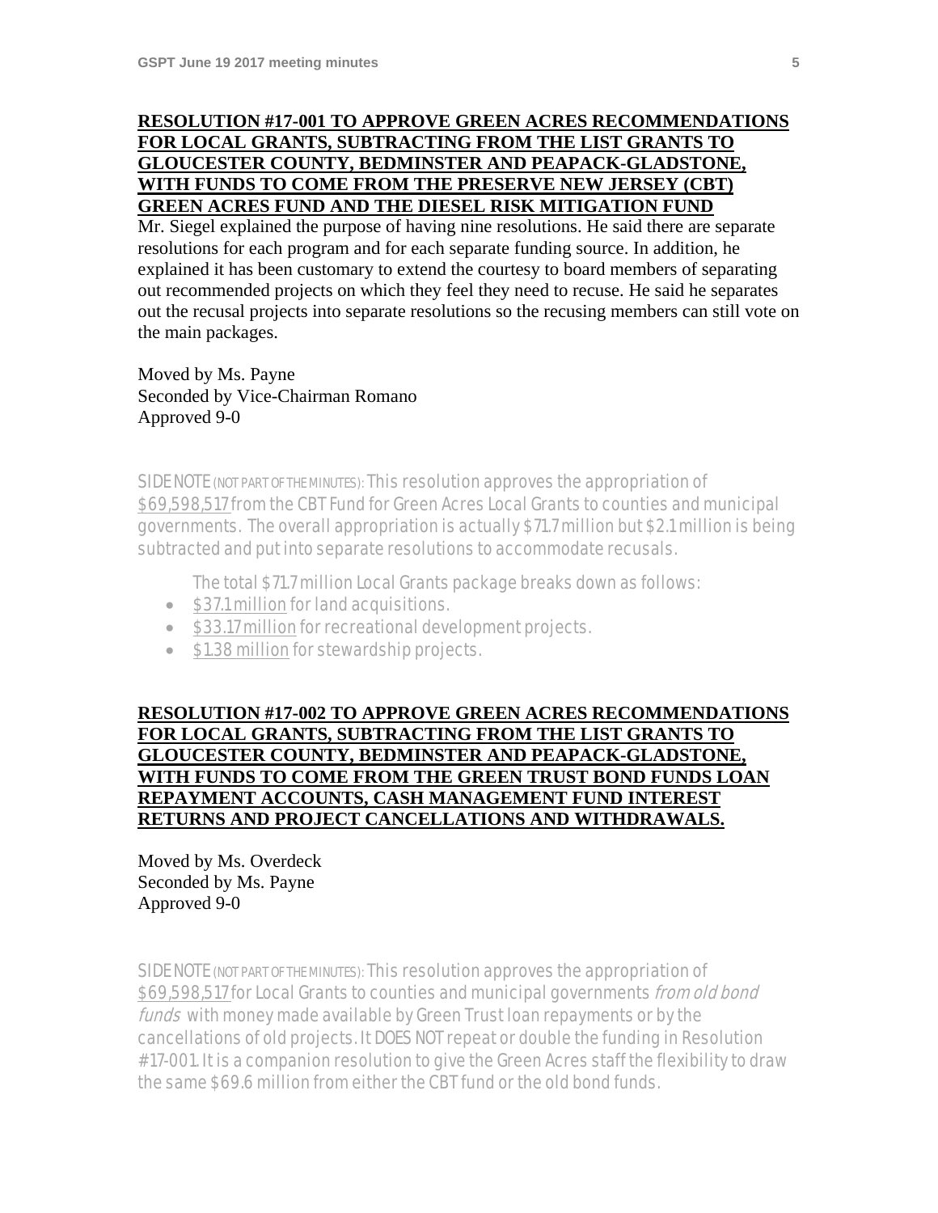**RESOLUTION #17-001 TO APPROVE GREEN ACRES RECOMMENDATIONS FOR LOCAL GRANTS, SUBTRACTING FROM THE LIST GRANTS TO GLOUCESTER COUNTY, BEDMINSTER AND PEAPACK-GLADSTONE, WITH FUNDS TO COME FROM THE PRESERVE NEW JERSEY (CBT) GREEN ACRES FUND AND THE DIESEL RISK MITIGATION FUND**

Mr. Siegel explained the purpose of having nine resolutions. He said there are separate resolutions for each program and for each separate funding source. In addition, he explained it has been customary to extend the courtesy to board members of separating out recommended projects on which they feel they need to recuse. He said he separates out the recusal projects into separate resolutions so the recusing members can still vote on the main packages.

Moved by Ms. Payne
Seconded by Vice-Chairman Romano
Approved 9-0

SIDE NOTE (NOT PART OF THE MINUTES): This resolution approves the appropriation of $69,598,517 from the CBT Fund for Green Acres Local Grants to counties and municipal governments. The overall appropriation is actually $71.7 million but $2.1 million is being subtracted and put into separate resolutions to accommodate recusals.

The total $71.7 million Local Grants package breaks down as follows:

- $37.1 million for land acquisitions.
- $33.17 million for recreational development projects.
- $1.38 million for stewardship projects.

**RESOLUTION #17-002 TO APPROVE GREEN ACRES RECOMMENDATIONS FOR LOCAL GRANTS, SUBTRACTING FROM THE LIST GRANTS TO GLOUCESTER COUNTY, BEDMINSTER AND PEAPACK-GLADSTONE, WITH FUNDS TO COME FROM THE GREEN TRUST BOND FUNDS LOAN REPAYMENT ACCOUNTS, CASH MANAGEMENT FUND INTEREST RETURNS AND PROJECT CANCELLATIONS AND WITHDRAWALS.**

Moved by Ms. Overdeck
Seconded by Ms. Payne
Approved 9-0

SIDE NOTE (NOT PART OF THE MINUTES): This resolution approves the appropriation of $69,598,517 for Local Grants to counties and municipal governments *from old bond funds* with money made available by Green Trust loan repayments or by the cancellations of old projects. It DOES NOT repeat or double the funding in Resolution #17-001. It is a companion resolution to give the Green Acres staff the flexibility to draw the same $69.6 million from either the CBT fund or the old bond funds.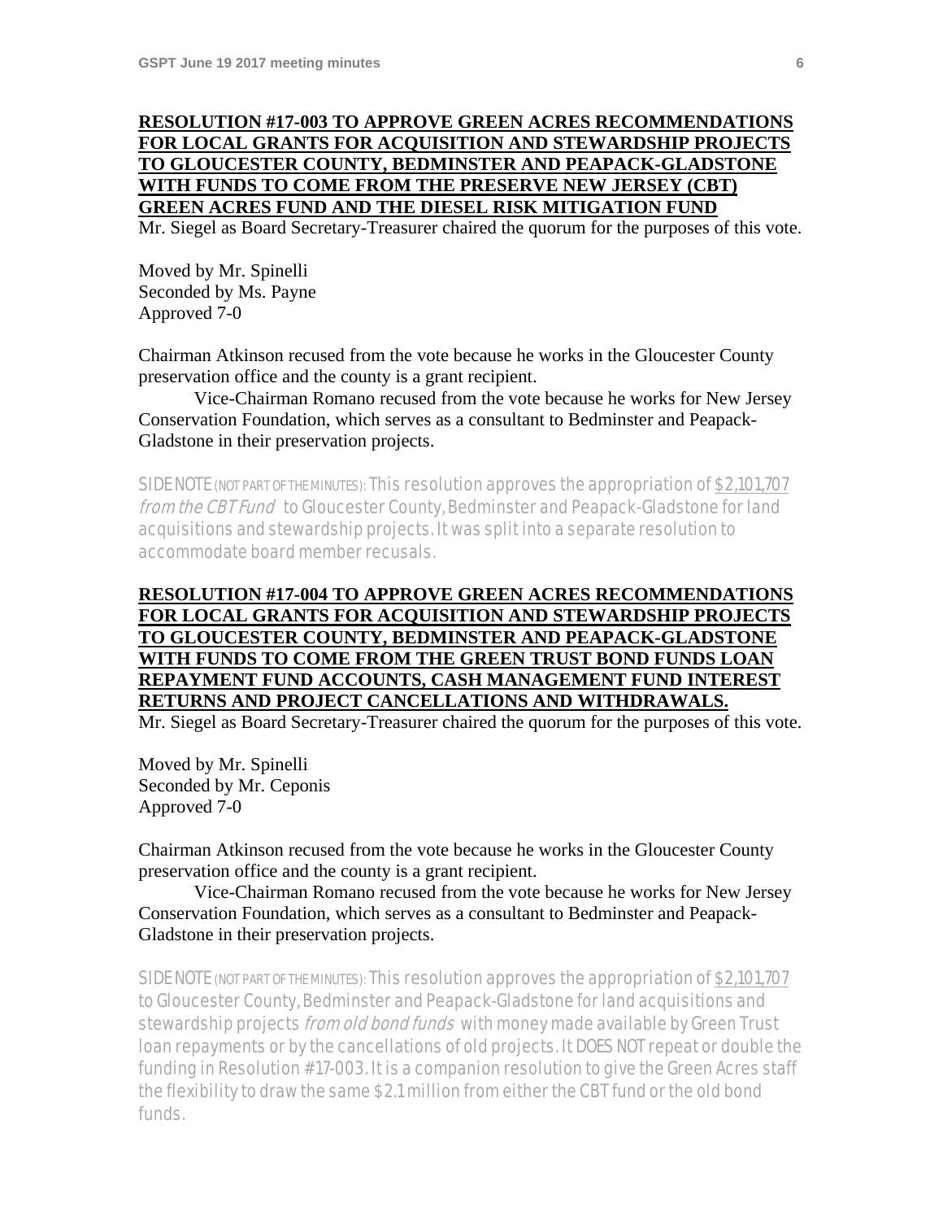**RESOLUTION #17-003 TO APPROVE GREEN ACRES RECOMMENDATIONS FOR LOCAL GRANTS FOR ACQUISITION AND STEWARDSHIP PROJECTS TO GLOUCESTER COUNTY, BEDMINSTER AND PEAPACK-GLADSTONE WITH FUNDS TO COME FROM THE PRESERVE NEW JERSEY (CBT) GREEN ACRES FUND AND THE DIESEL RISK MITIGATION FUND**

Mr. Siegel as Board Secretary-Treasurer chaired the quorum for the purposes of this vote.

Moved by Mr. Spinelli
Seconded by Ms. Payne
Approved 7-0

Chairman Atkinson recused from the vote because he works in the Gloucester County preservation office and the county is a grant recipient.

Vice-Chairman Romano recused from the vote because he works for New Jersey Conservation Foundation, which serves as a consultant to Bedminster and Peapack-Gladstone in their preservation projects.

SIDE NOTE (NOT PART OF THE MINUTES): This resolution approves the appropriation of $2,101,707 *from the CBT Fund* to Gloucester County, Bedminster and Peapack-Gladstone for land acquisitions and stewardship projects. It was split into a separate resolution to accommodate board member recusals.

**RESOLUTION #17-004 TO APPROVE GREEN ACRES RECOMMENDATIONS FOR LOCAL GRANTS FOR ACQUISITION AND STEWARDSHIP PROJECTS TO GLOUCESTER COUNTY, BEDMINSTER AND PEAPACK-GLADSTONE WITH FUNDS TO COME FROM THE GREEN TRUST BOND FUNDS LOAN REPAYMENT FUND ACCOUNTS, CASH MANAGEMENT FUND INTEREST RETURNS AND PROJECT CANCELLATIONS AND WITHDRAWALS.**

Mr. Siegel as Board Secretary-Treasurer chaired the quorum for the purposes of this vote.

Moved by Mr. Spinelli
Seconded by Mr. Ceponis
Approved 7-0

Chairman Atkinson recused from the vote because he works in the Gloucester County preservation office and the county is a grant recipient.

Vice-Chairman Romano recused from the vote because he works for New Jersey Conservation Foundation, which serves as a consultant to Bedminster and Peapack-Gladstone in their preservation projects.

SIDE NOTE (NOT PART OF THE MINUTES): This resolution approves the appropriation of $2,101,707 to Gloucester County, Bedminster and Peapack-Gladstone for land acquisitions and stewardship projects *from old bond funds* with money made available by Green Trust loan repayments or by the cancellations of old projects. It DOES NOT repeat or double the funding in Resolution #17-003. It is a companion resolution to give the Green Acres staff the flexibility to draw the same $2.1 million from either the CBT fund or the old bond funds.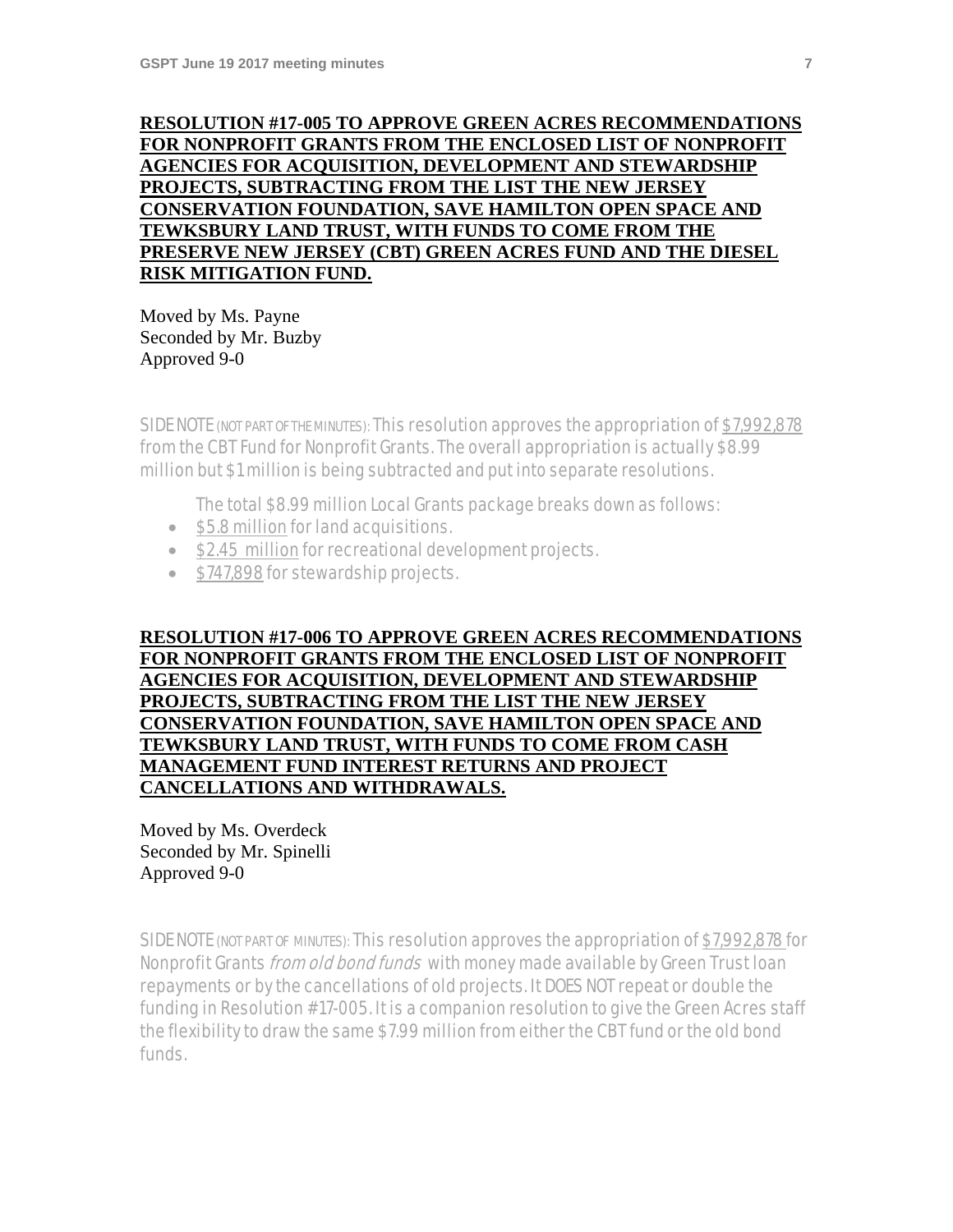**RESOLUTION #17-005 TO APPROVE GREEN ACRES RECOMMENDATIONS FOR NONPROFIT GRANTS FROM THE ENCLOSED LIST OF NONPROFIT AGENCIES FOR ACQUISITION, DEVELOPMENT AND STEWARDSHIP PROJECTS, SUBTRACTING FROM THE LIST THE NEW JERSEY CONSERVATION FOUNDATION, SAVE HAMILTON OPEN SPACE AND TEWKSBURY LAND TRUST, WITH FUNDS TO COME FROM THE PRESERVE NEW JERSEY (CBT) GREEN ACRES FUND AND THE DIESEL RISK MITIGATION FUND.**

Moved by Ms. Payne
Seconded by Mr. Buzby
Approved 9-0

SIDE NOTE (NOT PART OF THE MINUTES): This resolution approves the appropriation of $7,992,878 from the CBT Fund for Nonprofit Grants. The overall appropriation is actually $8.99 million but $1 million is being subtracted and put into separate resolutions.

The total $8.99 million Local Grants package breaks down as follows:

- $5.8 million for land acquisitions.
- $2.45 million for recreational development projects.
- $747,898 for stewardship projects.

**RESOLUTION #17-006 TO APPROVE GREEN ACRES RECOMMENDATIONS FOR NONPROFIT GRANTS FROM THE ENCLOSED LIST OF NONPROFIT AGENCIES FOR ACQUISITION, DEVELOPMENT AND STEWARDSHIP PROJECTS, SUBTRACTING FROM THE LIST THE NEW JERSEY CONSERVATION FOUNDATION, SAVE HAMILTON OPEN SPACE AND TEWKSBURY LAND TRUST, WITH FUNDS TO COME FROM CASH MANAGEMENT FUND INTEREST RETURNS AND PROJECT CANCELLATIONS AND WITHDRAWALS.**

Moved by Ms. Overdeck
Seconded by Mr. Spinelli
Approved 9-0

SIDE NOTE (NOT PART OF MINUTES): This resolution approves the appropriation of $7,992,878 for Nonprofit Grants *from old bond funds* with money made available by Green Trust loan repayments or by the cancellations of old projects. It DOES NOT repeat or double the funding in Resolution #17-005. It is a companion resolution to give the Green Acres staff the flexibility to draw the same $7.99 million from either the CBT fund or the old bond funds.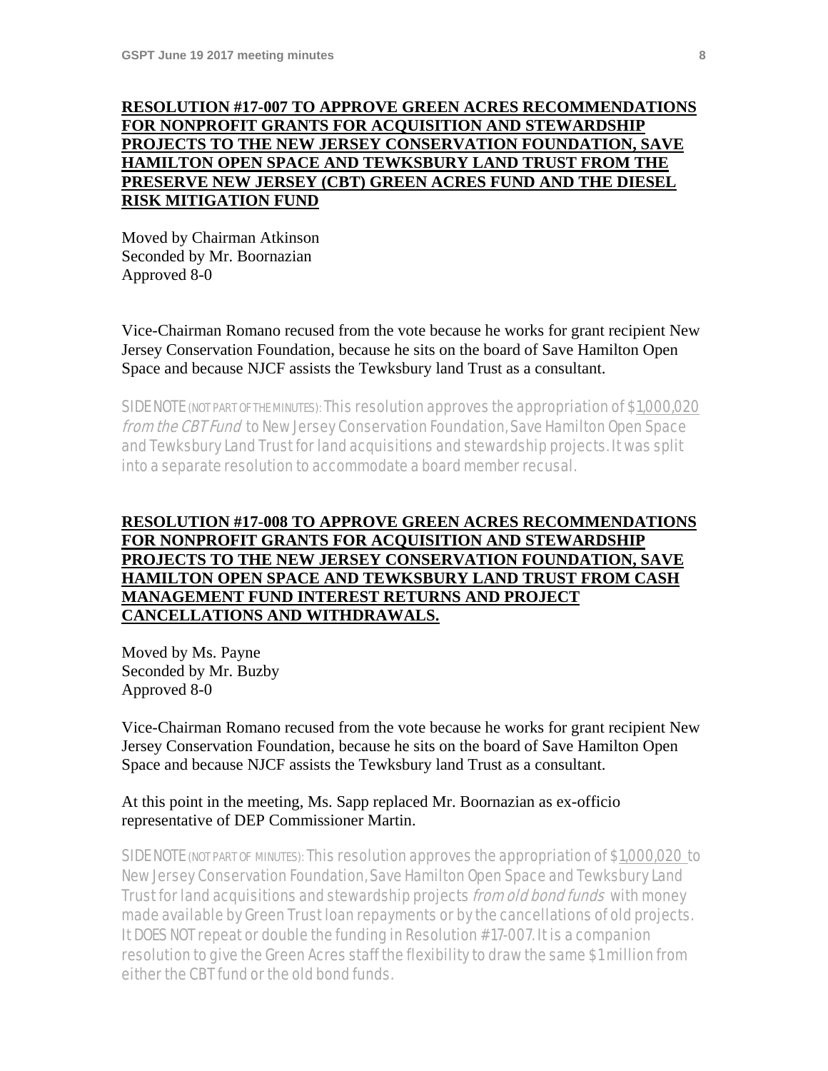**RESOLUTION #17-007 TO APPROVE GREEN ACRES RECOMMENDATIONS FOR NONPROFIT GRANTS FOR ACQUISITION AND STEWARDSHIP PROJECTS TO THE NEW JERSEY CONSERVATION FOUNDATION, SAVE HAMILTON OPEN SPACE AND TEWKSBURY LAND TRUST FROM THE PRESERVE NEW JERSEY (CBT) GREEN ACRES FUND AND THE DIESEL RISK MITIGATION FUND**

Moved by Chairman Atkinson
Seconded by Mr. Boornazian
Approved 8-0

Vice-Chairman Romano recused from the vote because he works for grant recipient New Jersey Conservation Foundation, because he sits on the board of Save Hamilton Open Space and because NJCF assists the Tewksbury land Trust as a consultant.

SIDE NOTE (NOT PART OF THE MINUTES): This resolution approves the appropriation of $1,000,020 *from the CBT Fund* to New Jersey Conservation Foundation, Save Hamilton Open Space and Tewksbury Land Trust for land acquisitions and stewardship projects. It was split into a separate resolution to accommodate a board member recusal.

**RESOLUTION #17-008 TO APPROVE GREEN ACRES RECOMMENDATIONS FOR NONPROFIT GRANTS FOR ACQUISITION AND STEWARDSHIP PROJECTS TO THE NEW JERSEY CONSERVATION FOUNDATION, SAVE HAMILTON OPEN SPACE AND TEWKSBURY LAND TRUST FROM CASH MANAGEMENT FUND INTEREST RETURNS AND PROJECT CANCELLATIONS AND WITHDRAWALS.**

Moved by Ms. Payne
Seconded by Mr. Buzby
Approved 8-0

Vice-Chairman Romano recused from the vote because he works for grant recipient New Jersey Conservation Foundation, because he sits on the board of Save Hamilton Open Space and because NJCF assists the Tewksbury land Trust as a consultant.

At this point in the meeting, Ms. Sapp replaced Mr. Boornazian as ex-officio representative of DEP Commissioner Martin.

SIDE NOTE (NOT PART OF MINUTES): This resolution approves the appropriation of $1,000,020 to New Jersey Conservation Foundation, Save Hamilton Open Space and Tewksbury Land Trust for land acquisitions and stewardship projects *from old bond funds* with money made available by Green Trust loan repayments or by the cancellations of old projects. It DOES NOT repeat or double the funding in Resolution #17-007. It is a companion resolution to give the Green Acres staff the flexibility to draw the same $1 million from either the CBT fund or the old bond funds.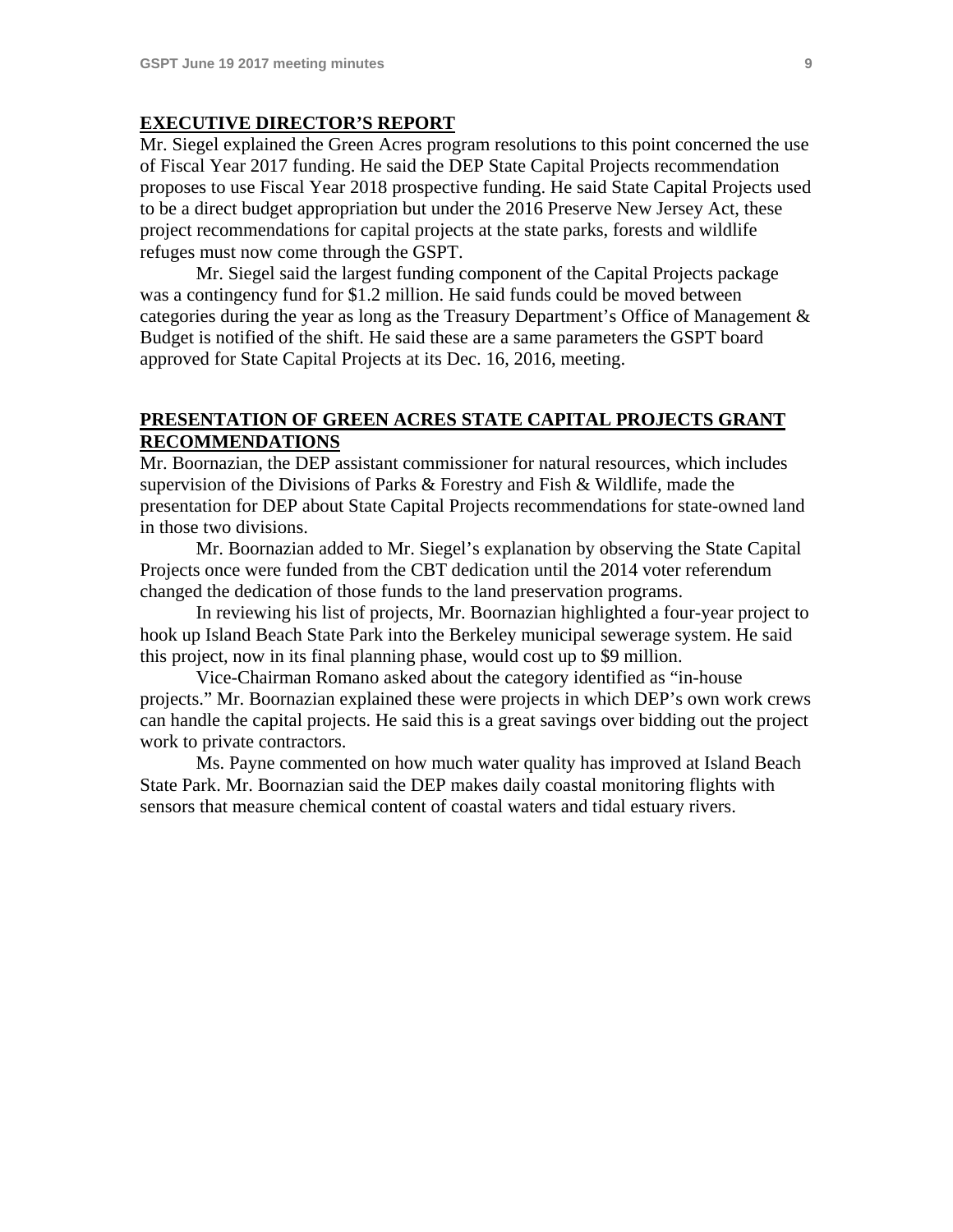## EXECUTIVE DIRECTOR'S REPORT

Mr. Siegel explained the Green Acres program resolutions to this point concerned the use of Fiscal Year 2017 funding. He said the DEP State Capital Projects recommendation proposes to use Fiscal Year 2018 prospective funding. He said State Capital Projects used to be a direct budget appropriation but under the 2016 Preserve New Jersey Act, these project recommendations for capital projects at the state parks, forests and wildlife refuges must now come through the GSPT.

Mr. Siegel said the largest funding component of the Capital Projects package was a contingency fund for \$1.2 million. He said funds could be moved between categories during the year as long as the Treasury Department's Office of Management & Budget is notified of the shift. He said these are a same parameters the GSPT board approved for State Capital Projects at its Dec. 16, 2016, meeting.

## PRESENTATION OF GREEN ACRES STATE CAPITAL PROJECTS GRANT RECOMMENDATIONS

Mr. Boornazian, the DEP assistant commissioner for natural resources, which includes supervision of the Divisions of Parks & Forestry and Fish & Wildlife, made the presentation for DEP about State Capital Projects recommendations for state-owned land in those two divisions.

Mr. Boornazian added to Mr. Siegel's explanation by observing the State Capital Projects once were funded from the CBT dedication until the 2014 voter referendum changed the dedication of those funds to the land preservation programs.

In reviewing his list of projects, Mr. Boornazian highlighted a four-year project to hook up Island Beach State Park into the Berkeley municipal sewerage system. He said this project, now in its final planning phase, would cost up to \$9 million.

Vice-Chairman Romano asked about the category identified as "in-house projects." Mr. Boornazian explained these were projects in which DEP's own work crews can handle the capital projects. He said this is a great savings over bidding out the project work to private contractors.

Ms. Payne commented on how much water quality has improved at Island Beach State Park. Mr. Boornazian said the DEP makes daily coastal monitoring flights with sensors that measure chemical content of coastal waters and tidal estuary rivers.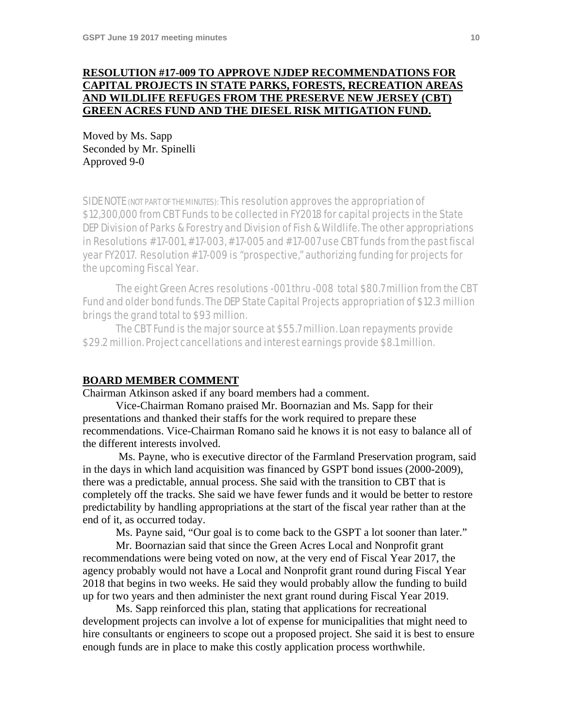**RESOLUTION #17-009 TO APPROVE NJDEP RECOMMENDATIONS FOR CAPITAL PROJECTS IN STATE PARKS, FORESTS, RECREATION AREAS AND WILDLIFE REFUGES FROM THE PRESERVE NEW JERSEY (CBT) GREEN ACRES FUND AND THE DIESEL RISK MITIGATION FUND.**

Moved by Ms. Sapp
Seconded by Mr. Spinelli
Approved 9-0

SIDE NOTE (NOT PART OF THE MINUTES): This resolution approves the appropriation of $12,300,000 from CBT Funds to be collected in FY2018 for capital projects in the State DEP Division of Parks & Forestry and Division of Fish & Wildlife. The other appropriations in Resolutions #17-001, #17-003, #17-005 and #17-007 use CBT funds from the past fiscal year FY2017. Resolution #17-009 is "prospective," authorizing funding for projects for the upcoming Fiscal Year.

The eight Green Acres resolutions -001 thru -008 total $80.7 million from the CBT Fund and older bond funds. The DEP State Capital Projects appropriation of $12.3 million brings the grand total to $93 million.

The CBT Fund is the major source at $55.7 million. Loan repayments provide $29.2 million. Project cancellations and interest earnings provide $8.1 million.

**BOARD MEMBER COMMENT**

Chairman Atkinson asked if any board members had a comment.

Vice-Chairman Romano praised Mr. Boornazian and Ms. Sapp for their presentations and thanked their staffs for the work required to prepare these recommendations. Vice-Chairman Romano said he knows it is not easy to balance all of the different interests involved.

Ms. Payne, who is executive director of the Farmland Preservation program, said in the days in which land acquisition was financed by GSPT bond issues (2000-2009), there was a predictable, annual process. She said with the transition to CBT that is completely off the tracks. She said we have fewer funds and it would be better to restore predictability by handling appropriations at the start of the fiscal year rather than at the end of it, as occurred today.

Ms. Payne said, "Our goal is to come back to the GSPT a lot sooner than later."

Mr. Boornazian said that since the Green Acres Local and Nonprofit grant recommendations were being voted on now, at the very end of Fiscal Year 2017, the agency probably would not have a Local and Nonprofit grant round during Fiscal Year 2018 that begins in two weeks. He said they would probably allow the funding to build up for two years and then administer the next grant round during Fiscal Year 2019.

Ms. Sapp reinforced this plan, stating that applications for recreational development projects can involve a lot of expense for municipalities that might need to hire consultants or engineers to scope out a proposed project. She said it is best to ensure enough funds are in place to make this costly application process worthwhile.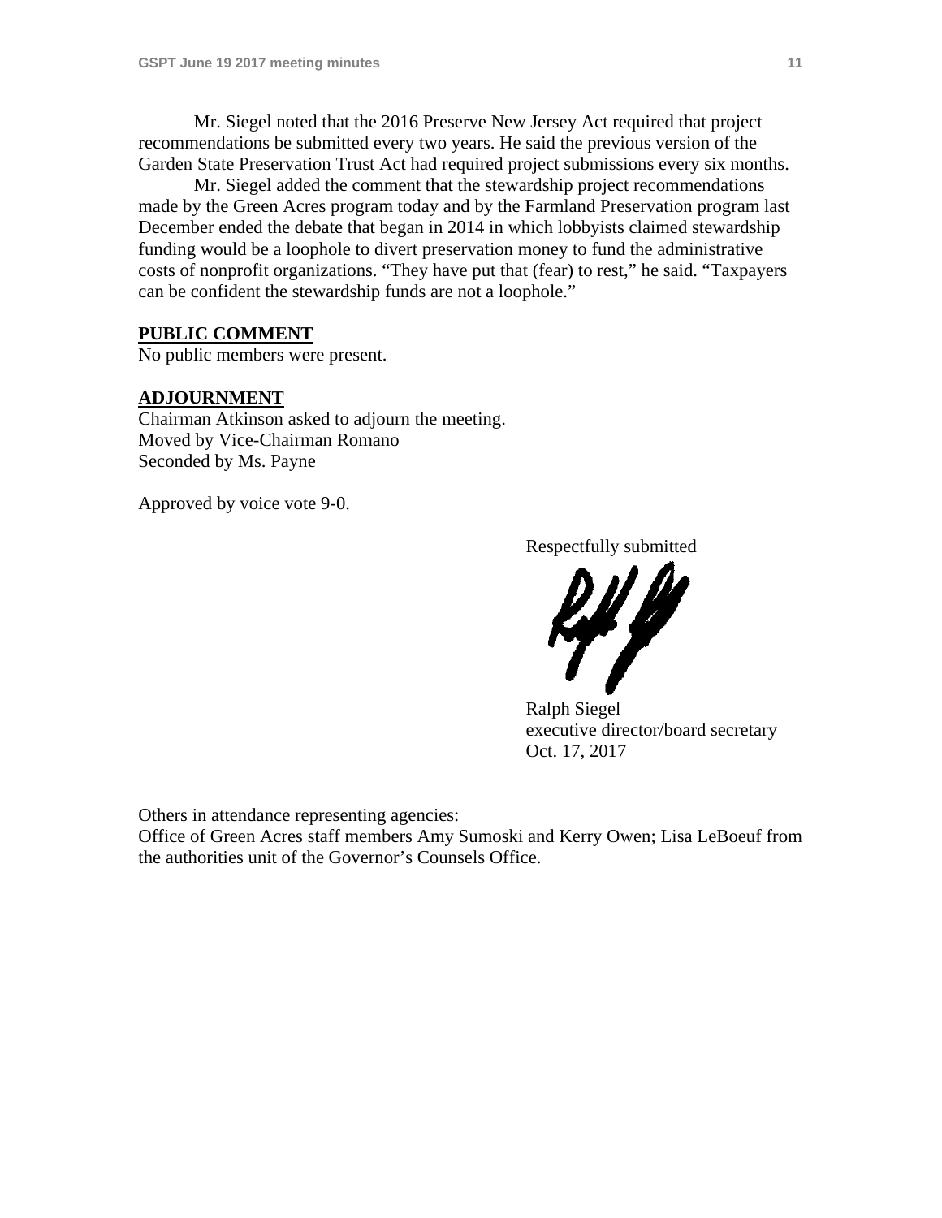Mr. Siegel noted that the 2016 Preserve New Jersey Act required that project recommendations be submitted every two years. He said the previous version of the Garden State Preservation Trust Act had required project submissions every six months.

Mr. Siegel added the comment that the stewardship project recommendations made by the Green Acres program today and by the Farmland Preservation program last December ended the debate that began in 2014 in which lobbyists claimed stewardship funding would be a loophole to divert preservation money to fund the administrative costs of nonprofit organizations. "They have put that (fear) to rest," he said. "Taxpayers can be confident the stewardship funds are not a loophole."

**PUBLIC COMMENT**

No public members were present.

**ADJOURNMENT**

Chairman Atkinson asked to adjourn the meeting.
Moved by Vice-Chairman Romano
Seconded by Ms. Payne

Approved by voice vote 9-0.

Respectfully submitted

Ralph Siegel
executive director/board secretary
Oct. 17, 2017

Others in attendance representing agencies:
Office of Green Acres staff members Amy Sumoski and Kerry Owen; Lisa LeBoeuf from the authorities unit of the Governor's Counsels Office.